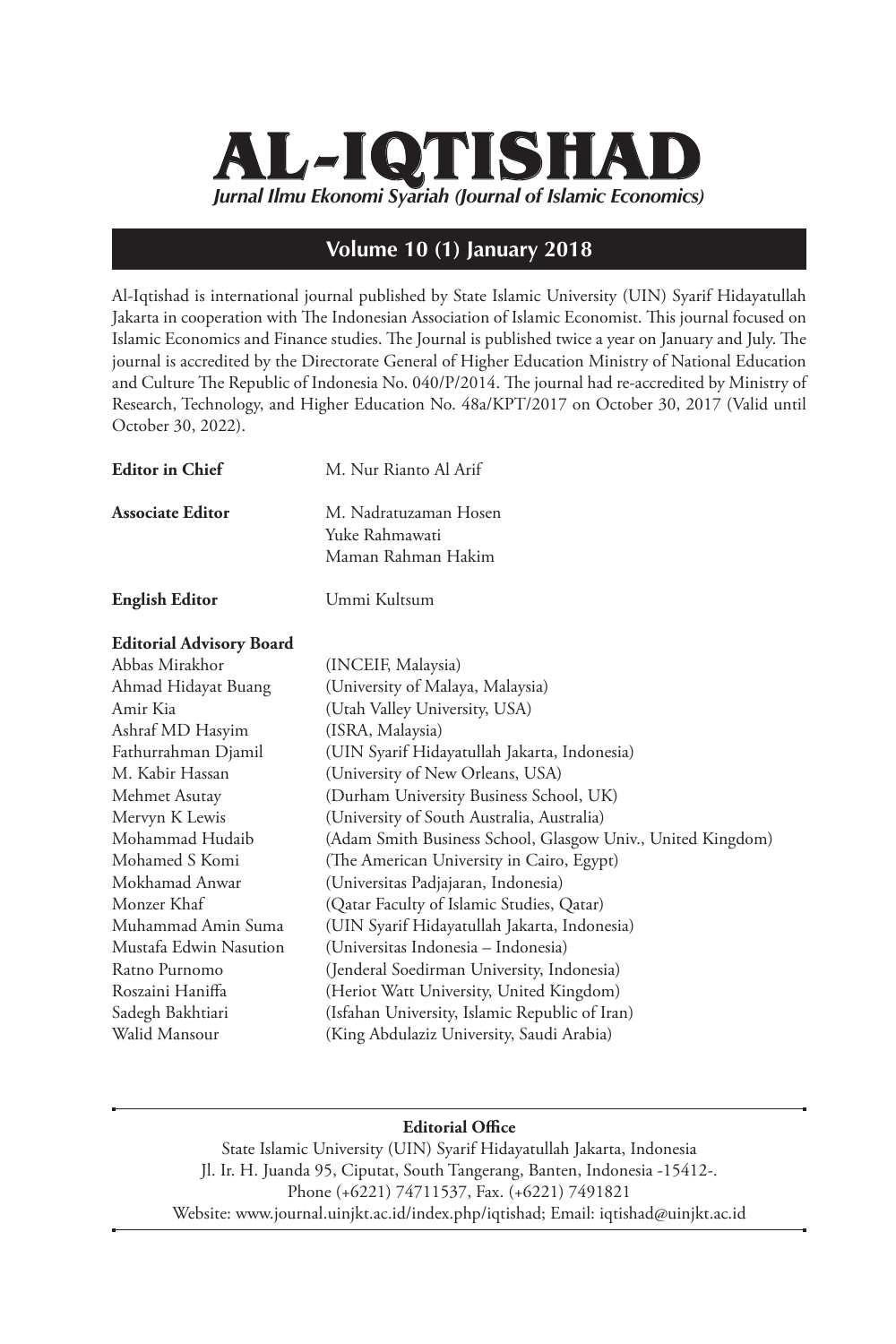# AL-IQTISHAD

***Jurnal Ilmu Ekonomi Syariah (Journal of Islamic Economics)***

## Volume 10 (1) January 2018

Al-Iqtishad is international journal published by State Islamic University (UIN) Syarif Hidayatullah Jakarta in cooperation with The Indonesian Association of Islamic Economist. This journal focused on Islamic Economics and Finance studies. The Journal is published twice a year on January and July. The journal is accredited by the Directorate General of Higher Education Ministry of National Education and Culture The Republic of Indonesia No. 040/P/2014. The journal had re-accredited by Ministry of Research, Technology, and Higher Education No. 48a/KPT/2017 on October 30, 2017 (Valid until October 30, 2022).

**Editor in Chief**
M. Nur Rianto Al Arif

**Associate Editor**
M. Nadratuzaman Hosen
Yuke Rahmawati
Maman Rahman Hakim

**English Editor**
Ummi Kultsum

**Editorial Advisory Board**

| | |
|---|---|
| Abbas Mirakhor | (INCEIF, Malaysia) |
| Ahmad Hidayat Buang | (University of Malaya, Malaysia) |
| Amir Kia | (Utah Valley University, USA) |
| Ashraf MD Hasyim | (ISRA, Malaysia) |
| Fathurrahman Djamil | (UIN Syarif Hidayatullah Jakarta, Indonesia) |
| M. Kabir Hassan | (University of New Orleans, USA) |
| Mehmet Asutay | (Durham University Business School, UK) |
| Mervyn K Lewis | (University of South Australia, Australia) |
| Mohammad Hudaib | (Adam Smith Business School, Glasgow Univ., United Kingdom) |
| Mohamed S Komi | (The American University in Cairo, Egypt) |
| Mokhamad Anwar | (Universitas Padjajaran, Indonesia) |
| Monzer Khaf | (Qatar Faculty of Islamic Studies, Qatar) |
| Muhammad Amin Suma | (UIN Syarif Hidayatullah Jakarta, Indonesia) |
| Mustafa Edwin Nasution | (Universitas Indonesia – Indonesia) |
| Ratno Purnomo | (Jenderal Soedirman University, Indonesia) |
| Roszaini Haniffa | (Heriot Watt University, United Kingdom) |
| Sadegh Bakhtiari | (Isfahan University, Islamic Republic of Iran) |
| Walid Mansour | (King Abdulaziz University, Saudi Arabia) |

---

**Editorial Office**

State Islamic University (UIN) Syarif Hidayatullah Jakarta, Indonesia
Jl. Ir. H. Juanda 95, Ciputat, South Tangerang, Banten, Indonesia -15412-.
Phone (+6221) 74711537, Fax. (+6221) 7491821
Website: www.journal.uinjkt.ac.id/index.php/iqtishad; Email: iqtishad@uinjkt.ac.id

---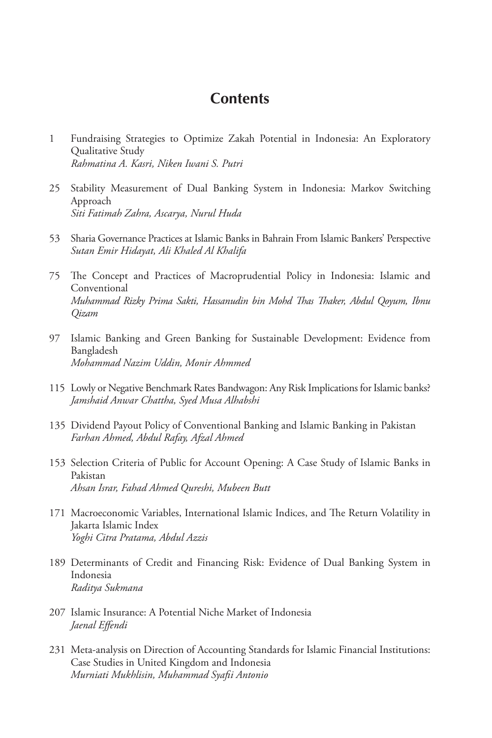# Contents

1 Fundraising Strategies to Optimize Zakah Potential in Indonesia: An Exploratory Qualitative Study
*Rahmatina A. Kasri, Niken Iwani S. Putri*

25 Stability Measurement of Dual Banking System in Indonesia: Markov Switching Approach
*Siti Fatimah Zahra, Ascarya, Nurul Huda*

53 Sharia Governance Practices at Islamic Banks in Bahrain From Islamic Bankers' Perspective
*Sutan Emir Hidayat, Ali Khaled Al Khalifa*

75 The Concept and Practices of Macroprudential Policy in Indonesia: Islamic and Conventional
*Muhammad Rizky Prima Sakti, Hassanudin bin Mohd Thas Thaker, Abdul Qoyum, Ibnu Qizam*

97 Islamic Banking and Green Banking for Sustainable Development: Evidence from Bangladesh
*Mohammad Nazim Uddin, Monir Ahmmed*

115 Lowly or Negative Benchmark Rates Bandwagon: Any Risk Implications for Islamic banks?
*Jamshaid Anwar Chattha, Syed Musa Alhabshi*

135 Dividend Payout Policy of Conventional Banking and Islamic Banking in Pakistan
*Farhan Ahmed, Abdul Rafay, Afzal Ahmed*

153 Selection Criteria of Public for Account Opening: A Case Study of Islamic Banks in Pakistan
*Ahsan Israr, Fahad Ahmed Qureshi, Mubeen Butt*

171 Macroeconomic Variables, International Islamic Indices, and The Return Volatility in Jakarta Islamic Index
*Yoghi Citra Pratama, Abdul Azzis*

189 Determinants of Credit and Financing Risk: Evidence of Dual Banking System in Indonesia
*Raditya Sukmana*

207 Islamic Insurance: A Potential Niche Market of Indonesia
*Jaenal Effendi*

231 Meta-analysis on Direction of Accounting Standards for Islamic Financial Institutions: Case Studies in United Kingdom and Indonesia
*Murniati Mukhlisin, Muhammad Syafii Antonio*